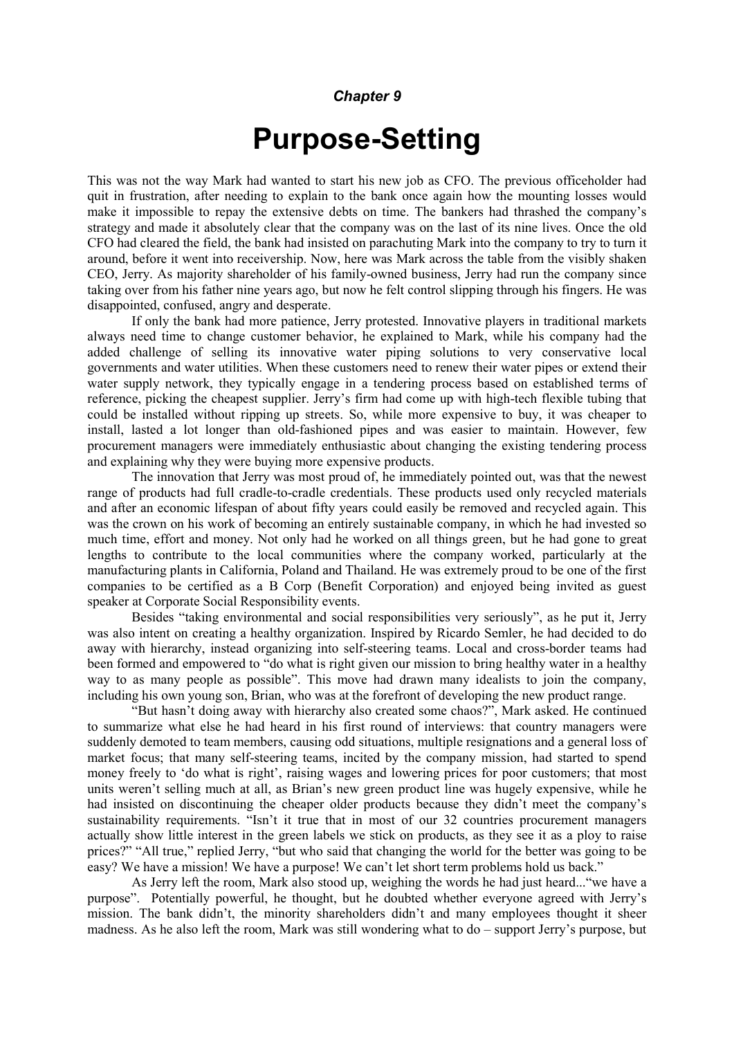*Chapter 9*

# Purpose-Setting

This was not the way Mark had wanted to start his new job as CFO. The previous officeholder had quit in frustration, after needing to explain to the bank once again how the mounting losses would make it impossible to repay the extensive debts on time. The bankers had thrashed the company's strategy and made it absolutely clear that the company was on the last of its nine lives. Once the old CFO had cleared the field, the bank had insisted on parachuting Mark into the company to try to turn it around, before it went into receivership. Now, here was Mark across the table from the visibly shaken CEO, Jerry. As majority shareholder of his family-owned business, Jerry had run the company since taking over from his father nine years ago, but now he felt control slipping through his fingers. He was disappointed, confused, angry and desperate.

If only the bank had more patience, Jerry protested. Innovative players in traditional markets always need time to change customer behavior, he explained to Mark, while his company had the added challenge of selling its innovative water piping solutions to very conservative local governments and water utilities. When these customers need to renew their water pipes or extend their water supply network, they typically engage in a tendering process based on established terms of reference, picking the cheapest supplier. Jerry's firm had come up with high-tech flexible tubing that could be installed without ripping up streets. So, while more expensive to buy, it was cheaper to install, lasted a lot longer than old-fashioned pipes and was easier to maintain. However, few procurement managers were immediately enthusiastic about changing the existing tendering process and explaining why they were buying more expensive products.

The innovation that Jerry was most proud of, he immediately pointed out, was that the newest range of products had full cradle-to-cradle credentials. These products used only recycled materials and after an economic lifespan of about fifty years could easily be removed and recycled again. This was the crown on his work of becoming an entirely sustainable company, in which he had invested so much time, effort and money. Not only had he worked on all things green, but he had gone to great lengths to contribute to the local communities where the company worked, particularly at the manufacturing plants in California, Poland and Thailand. He was extremely proud to be one of the first companies to be certified as a B Corp (Benefit Corporation) and enjoyed being invited as guest speaker at Corporate Social Responsibility events.

Besides "taking environmental and social responsibilities very seriously", as he put it, Jerry was also intent on creating a healthy organization. Inspired by Ricardo Semler, he had decided to do away with hierarchy, instead organizing into self-steering teams. Local and cross-border teams had been formed and empowered to "do what is right given our mission to bring healthy water in a healthy way to as many people as possible". This move had drawn many idealists to join the company, including his own young son, Brian, who was at the forefront of developing the new product range.

"But hasn't doing away with hierarchy also created some chaos?", Mark asked. He continued to summarize what else he had heard in his first round of interviews: that country managers were suddenly demoted to team members, causing odd situations, multiple resignations and a general loss of market focus; that many self-steering teams, incited by the company mission, had started to spend money freely to 'do what is right', raising wages and lowering prices for poor customers; that most units weren't selling much at all, as Brian's new green product line was hugely expensive, while he had insisted on discontinuing the cheaper older products because they didn't meet the company's sustainability requirements. "Isn't it true that in most of our 32 countries procurement managers actually show little interest in the green labels we stick on products, as they see it as a ploy to raise prices?" "All true," replied Jerry, "but who said that changing the world for the better was going to be easy? We have a mission! We have a purpose! We can't let short term problems hold us back."

As Jerry left the room, Mark also stood up, weighing the words he had just heard..."we have a purpose". Potentially powerful, he thought, but he doubted whether everyone agreed with Jerry's mission. The bank didn't, the minority shareholders didn't and many employees thought it sheer madness. As he also left the room, Mark was still wondering what to do – support Jerry's purpose, but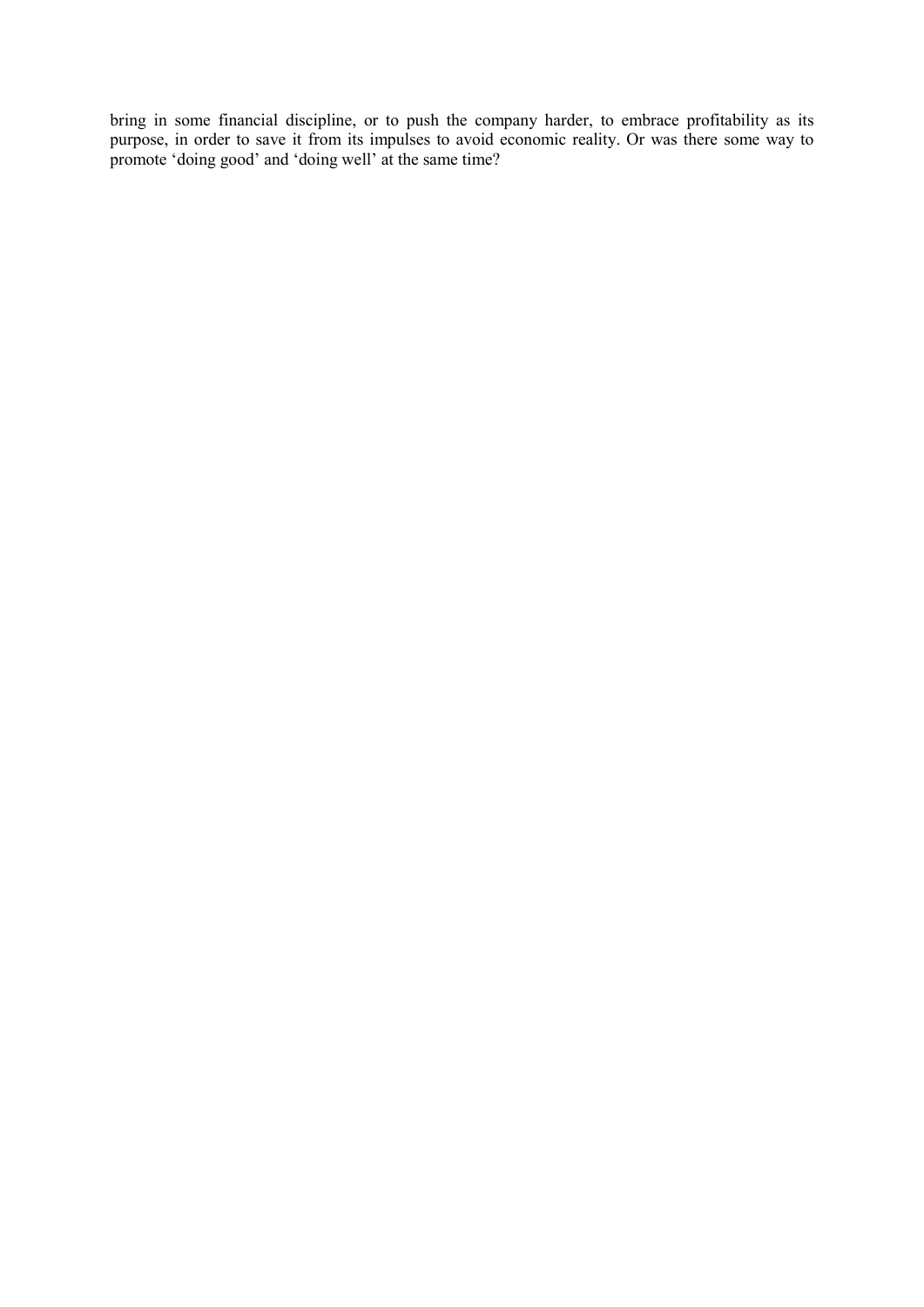bring in some financial discipline, or to push the company harder, to embrace profitability as its purpose, in order to save it from its impulses to avoid economic reality. Or was there some way to promote 'doing good' and 'doing well' at the same time?